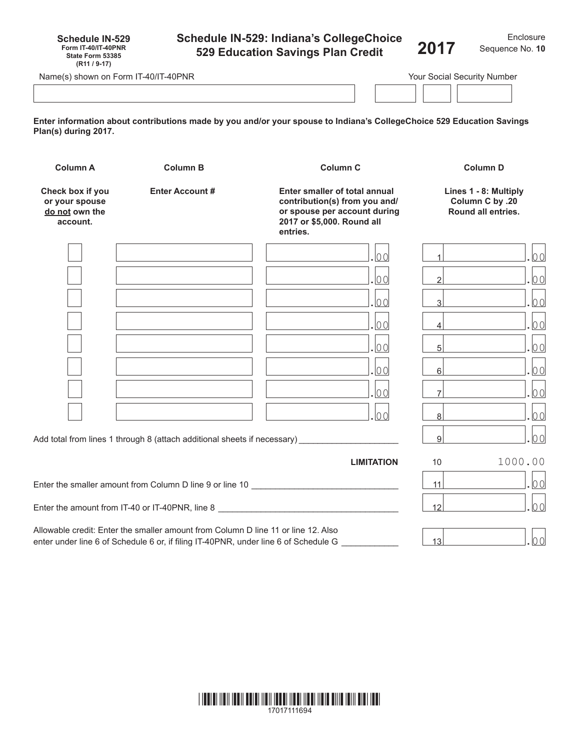**Schedule IN-529**
Form IT-40/IT-40PNR
State Form 53385
(R11 / 9-17)

# Schedule IN-529: Indiana's CollegeChoice 529 Education Savings Plan Credit

**2017**

Enclosure Sequence No. **10**

Name(s) shown on Form IT-40/IT-40PNR

Your Social Security Number

**Enter information about contributions made by you and/or your spouse to Indiana's CollegeChoice 529 Education Savings Plan(s) during 2017.**

| Column A | Column B | Column C | Column D |
|---|---|---|---|
| **Check box if you or your spouse do not own the account.** | **Enter Account #** | **Enter smaller of total annual contribution(s) from you and/ or spouse per account during 2017 or $5,000. Round all entries.** | **Lines 1 - 8: Multiply Column C by .20 Round all entries.** |
| ☐ | | .00 | 1 .00 |
| ☐ | | .00 | 2 .00 |
| ☐ | | .00 | 3 .00 |
| ☐ | | .00 | 4 .00 |
| ☐ | | .00 | 5 .00 |
| ☐ | | .00 | 6 .00 |
| ☐ | | .00 | 7 .00 |
| ☐ | | .00 | 8 .00 |

Add total from lines 1 through 8 (attach additional sheets if necessary) ____________________ 9 .00

**LIMITATION** 10 1000.00

Enter the smaller amount from Column D line 9 or line 10 ____________________ 11 .00

Enter the amount from IT-40 or IT-40PNR, line 8 ____________________ 12 .00

Allowable credit: Enter the smaller amount from Column D line 11 or line 12. Also enter under line 6 of Schedule 6 or, if filing IT-40PNR, under line 6 of Schedule G ____________ 13 .00

17017111694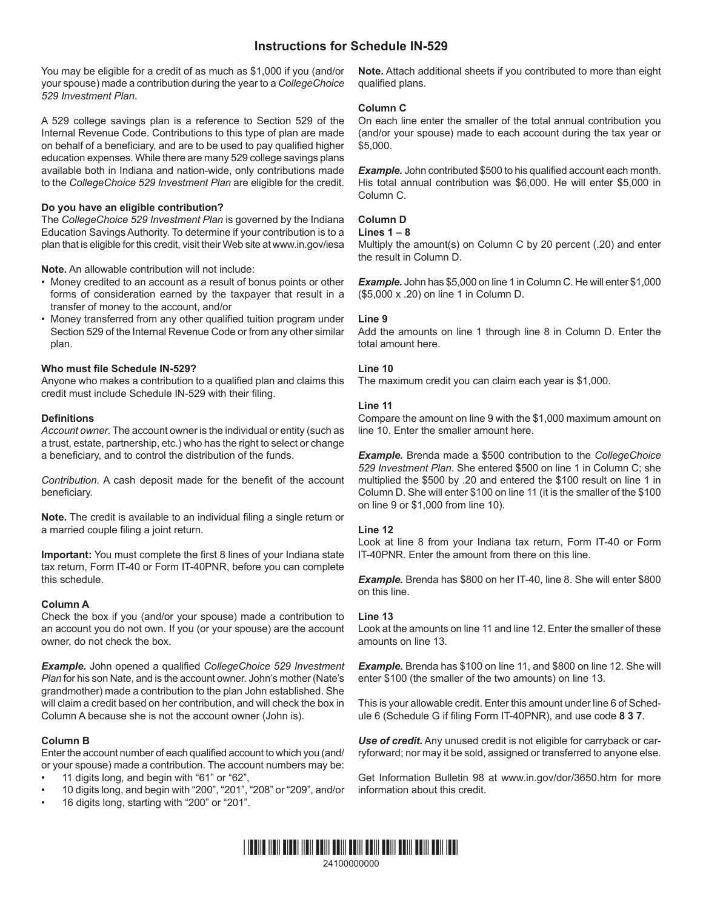# Instructions for Schedule IN-529

You may be eligible for a credit of as much as $1,000 if you (and/or your spouse) made a contribution during the year to a *CollegeChoice 529 Investment Plan*.

A 529 college savings plan is a reference to Section 529 of the Internal Revenue Code. Contributions to this type of plan are made on behalf of a beneficiary, and are to be used to pay qualified higher education expenses. While there are many 529 college savings plans available both in Indiana and nation-wide, only contributions made to the *CollegeChoice 529 Investment Plan* are eligible for the credit.

### Do you have an eligible contribution?

The *CollegeChoice 529 Investment Plan* is governed by the Indiana Education Savings Authority. To determine if your contribution is to a plan that is eligible for this credit, visit their Web site at www.in.gov/iesa

**Note.** An allowable contribution will not include:

- Money credited to an account as a result of bonus points or other forms of consideration earned by the taxpayer that result in a transfer of money to the account, and/or
- Money transferred from any other qualified tuition program under Section 529 of the Internal Revenue Code or from any other similar plan.

### Who must file Schedule IN-529?

Anyone who makes a contribution to a qualified plan and claims this credit must include Schedule IN-529 with their filing.

### Definitions

*Account owner*. The account owner is the individual or entity (such as a trust, estate, partnership, etc.) who has the right to select or change a beneficiary, and to control the distribution of the funds.

*Contribution*. A cash deposit made for the benefit of the account beneficiary.

**Note.** The credit is available to an individual filing a single return or a married couple filing a joint return.

**Important:** You must complete the first 8 lines of your Indiana state tax return, Form IT-40 or Form IT-40PNR, before you can complete this schedule.

### Column A

Check the box if you (and/or your spouse) made a contribution to an account you do not own. If you (or your spouse) are the account owner, do not check the box.

***Example.*** John opened a qualified *CollegeChoice 529 Investment Plan* for his son Nate, and is the account owner. John's mother (Nate's grandmother) made a contribution to the plan John established. She will claim a credit based on her contribution, and will check the box in Column A because she is not the account owner (John is).

### Column B

Enter the account number of each qualified account to which you (and/or your spouse) made a contribution. The account numbers may be:

- 11 digits long, and begin with "61" or "62",
- 10 digits long, and begin with "200", "201", "208" or "209", and/or
- 16 digits long, starting with "200" or "201".

**Note.** Attach additional sheets if you contributed to more than eight qualified plans.

### Column C

On each line enter the smaller of the total annual contribution you (and/or your spouse) made to each account during the tax year or $5,000.

***Example.*** John contributed $500 to his qualified account each month. His total annual contribution was $6,000. He will enter $5,000 in Column C.

### Column D

**Lines 1 – 8**

Multiply the amount(s) on Column C by 20 percent (.20) and enter the result in Column D.

***Example.*** John has $5,000 on line 1 in Column C. He will enter $1,000 ($5,000 x .20) on line 1 in Column D.

### Line 9

Add the amounts on line 1 through line 8 in Column D. Enter the total amount here.

### Line 10

The maximum credit you can claim each year is $1,000.

### Line 11

Compare the amount on line 9 with the $1,000 maximum amount on line 10. Enter the smaller amount here.

***Example.*** Brenda made a $500 contribution to the *CollegeChoice 529 Investment Plan*. She entered $500 on line 1 in Column C; she multiplied the $500 by .20 and entered the $100 result on line 1 in Column D. She will enter $100 on line 11 (it is the smaller of the $100 on line 9 or $1,000 from line 10).

### Line 12

Look at line 8 from your Indiana tax return, Form IT-40 or Form IT-40PNR. Enter the amount from there on this line.

***Example.*** Brenda has $800 on her IT-40, line 8. She will enter $800 on this line.

### Line 13

Look at the amounts on line 11 and line 12. Enter the smaller of these amounts on line 13.

***Example.*** Brenda has $100 on line 11, and $800 on line 12. She will enter $100 (the smaller of the two amounts) on line 13.

This is your allowable credit. Enter this amount under line 6 of Schedule 6 (Schedule G if filing Form IT-40PNR), and use code **8 3 7**.

***Use of credit.*** Any unused credit is not eligible for carryback or carryforward; nor may it be sold, assigned or transferred to anyone else.

Get Information Bulletin 98 at www.in.gov/dor/3650.htm for more information about this credit.

24100000000